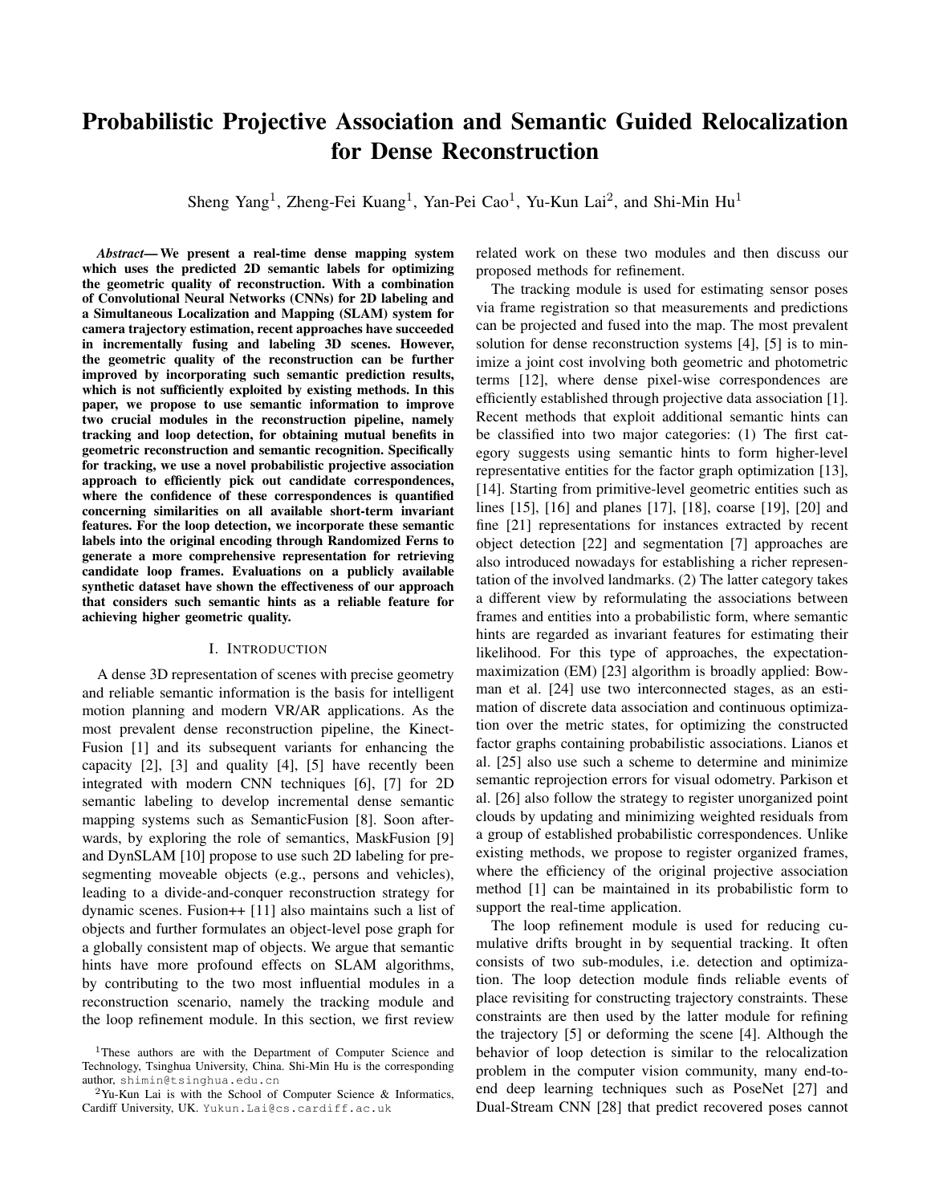# Probabilistic Projective Association and Semantic Guided Relocalization for Dense Reconstruction

Sheng Yang[1], Zheng-Fei Kuang[1], Yan-Pei Cao[1], Yu-Kun Lai[2], and Shi-Min Hu[1]

***Abstract*— We present a real-time dense mapping system which uses the predicted 2D semantic labels for optimizing the geometric quality of reconstruction. With a combination of Convolutional Neural Networks (CNNs) for 2D labeling and a Simultaneous Localization and Mapping (SLAM) system for camera trajectory estimation, recent approaches have succeeded in incrementally fusing and labeling 3D scenes. However, the geometric quality of the reconstruction can be further improved by incorporating such semantic prediction results, which is not sufficiently exploited by existing methods. In this paper, we propose to use semantic information to improve two crucial modules in the reconstruction pipeline, namely tracking and loop detection, for obtaining mutual benefits in geometric reconstruction and semantic recognition. Specifically for tracking, we use a novel probabilistic projective association approach to efficiently pick out candidate correspondences, where the confidence of these correspondences is quantified concerning similarities on all available short-term invariant features. For the loop detection, we incorporate these semantic labels into the original encoding through Randomized Ferns to generate a more comprehensive representation for retrieving candidate loop frames. Evaluations on a publicly available synthetic dataset have shown the effectiveness of our approach that considers such semantic hints as a reliable feature for achieving higher geometric quality.**

## I. Introduction

A dense 3D representation of scenes with precise geometry and reliable semantic information is the basis for intelligent motion planning and modern VR/AR applications. As the most prevalent dense reconstruction pipeline, the Kinect-Fusion [1] and its subsequent variants for enhancing the capacity [2], [3] and quality [4], [5] have recently been integrated with modern CNN techniques [6], [7] for 2D semantic labeling to develop incremental dense semantic mapping systems such as SemanticFusion [8]. Soon afterwards, by exploring the role of semantics, MaskFusion [9] and DynSLAM [10] propose to use such 2D labeling for pre-segmenting moveable objects (e.g., persons and vehicles), leading to a divide-and-conquer reconstruction strategy for dynamic scenes. Fusion++ [11] also maintains such a list of objects and further formulates an object-level pose graph for a globally consistent map of objects. We argue that semantic hints have more profound effects on SLAM algorithms, by contributing to the two most influential modules in a reconstruction scenario, namely the tracking module and the loop refinement module. In this section, we first review related work on these two modules and then discuss our proposed methods for refinement.

The tracking module is used for estimating sensor poses via frame registration so that measurements and predictions can be projected and fused into the map. The most prevalent solution for dense reconstruction systems [4], [5] is to minimize a joint cost involving both geometric and photometric terms [12], where dense pixel-wise correspondences are efficiently established through projective data association [1]. Recent methods that exploit additional semantic hints can be classified into two major categories: (1) The first category suggests using semantic hints to form higher-level representative entities for the factor graph optimization [13], [14]. Starting from primitive-level geometric entities such as lines [15], [16] and planes [17], [18], coarse [19], [20] and fine [21] representations for instances extracted by recent object detection [22] and segmentation [7] approaches are also introduced nowadays for establishing a richer representation of the involved landmarks. (2) The latter category takes a different view by reformulating the associations between frames and entities into a probabilistic form, where semantic hints are regarded as invariant features for estimating their likelihood. For this type of approaches, the expectation-maximization (EM) [23] algorithm is broadly applied: Bowman et al. [24] use two interconnected stages, as an estimation of discrete data association and continuous optimization over the metric states, for optimizing the constructed factor graphs containing probabilistic associations. Lianos et al. [25] also use such a scheme to determine and minimize semantic reprojection errors for visual odometry. Parkison et al. [26] also follow the strategy to register unorganized point clouds by updating and minimizing weighted residuals from a group of established probabilistic correspondences. Unlike existing methods, we propose to register organized frames, where the efficiency of the original projective association method [1] can be maintained in its probabilistic form to support the real-time application.

The loop refinement module is used for reducing cumulative drifts brought in by sequential tracking. It often consists of two sub-modules, i.e. detection and optimization. The loop detection module finds reliable events of place revisiting for constructing trajectory constraints. These constraints are then used by the latter module for refining the trajectory [5] or deforming the scene [4]. Although the behavior of loop detection is similar to the relocalization problem in the computer vision community, many end-to-end deep learning techniques such as PoseNet [27] and Dual-Stream CNN [28] that predict recovered poses cannot

[1]These authors are with the Department of Computer Science and Technology, Tsinghua University, China. Shi-Min Hu is the corresponding author, shimin@tsinghua.edu.cn

[2]Yu-Kun Lai is with the School of Computer Science & Informatics, Cardiff University, UK. Yukun.Lai@cs.cardiff.ac.uk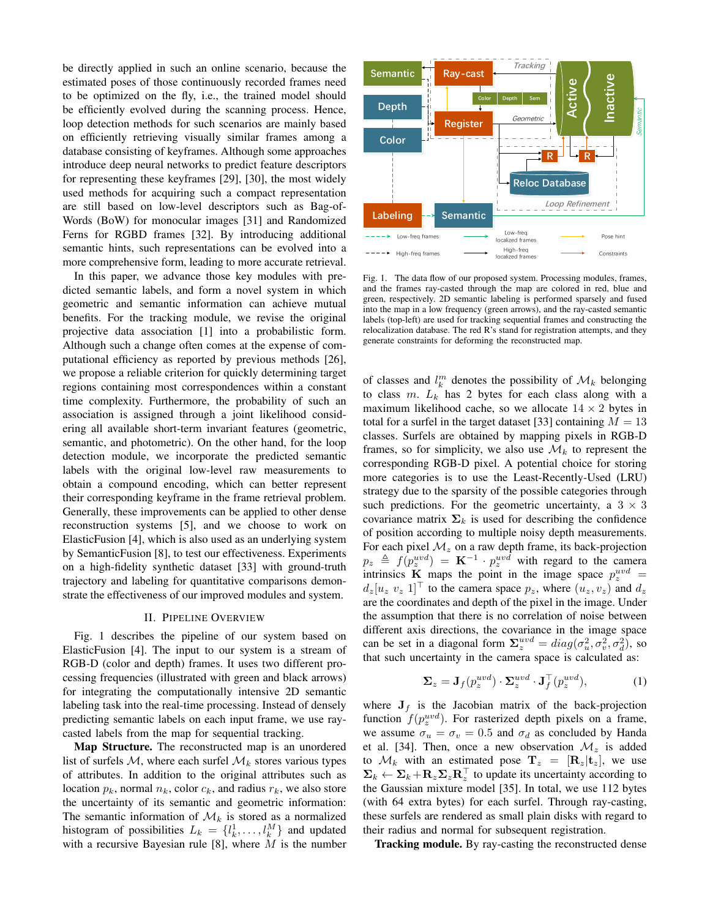be directly applied in such an online scenario, because the estimated poses of those continuously recorded frames need to be optimized on the fly, i.e., the trained model should be efficiently evolved during the scanning process. Hence, loop detection methods for such scenarios are mainly based on efficiently retrieving visually similar frames among a database consisting of keyframes. Although some approaches introduce deep neural networks to predict feature descriptors for representing these keyframes [29], [30], the most widely used methods for acquiring such a compact representation are still based on low-level descriptors such as Bag-of-Words (BoW) for monocular images [31] and Randomized Ferns for RGBD frames [32]. By introducing additional semantic hints, such representations can be evolved into a more comprehensive form, leading to more accurate retrieval.

In this paper, we advance those key modules with predicted semantic labels, and form a novel system in which geometric and semantic information can achieve mutual benefits. For the tracking module, we revise the original projective data association [1] into a probabilistic form. Although such a change often comes at the expense of computational efficiency as reported by previous methods [26], we propose a reliable criterion for quickly determining target regions containing most correspondences within a constant time complexity. Furthermore, the probability of such an association is assigned through a joint likelihood considering all available short-term invariant features (geometric, semantic, and photometric). On the other hand, for the loop detection module, we incorporate the predicted semantic labels with the original low-level raw measurements to obtain a compound encoding, which can better represent their corresponding keyframe in the frame retrieval problem. Generally, these improvements can be applied to other dense reconstruction systems [5], and we choose to work on ElasticFusion [4], which is also used as an underlying system by SemanticFusion [8], to test our effectiveness. Experiments on a high-fidelity synthetic dataset [33] with ground-truth trajectory and labeling for quantitative comparisons demonstrate the effectiveness of our improved modules and system.

## II. Pipeline Overview

Fig. 1 describes the pipeline of our system based on ElasticFusion [4]. The input to our system is a stream of RGB-D (color and depth) frames. It uses two different processing frequencies (illustrated with green and black arrows) for integrating the computationally intensive 2D semantic labeling task into the real-time processing. Instead of densely predicting semantic labels on each input frame, we use ray-casted labels from the map for sequential tracking.

**Map Structure.** The reconstructed map is an unordered list of surfels $\mathcal{M}$, where each surfel $\mathcal{M}_k$ stores various types of attributes. In addition to the original attributes such as location $p_k$, normal $n_k$, color $c_k$, and radius $r_k$, we also store the uncertainty of its semantic and geometric information: The semantic information of $\mathcal{M}_k$ is stored as a normalized histogram of possibilities $L_k = \{l_k^1, \dots, l_k^M\}$ and updated with a recursive Bayesian rule [8], where $M$ is the number

Fig. 1. The data flow of our proposed system. Processing modules, frames, and the frames ray-casted through the map are colored in red, blue and green, respectively. 2D semantic labeling is performed sparsely and fused into the map in a low frequency (green arrows), and the ray-casted semantic labels (top-left) are used for tracking sequential frames and constructing the relocalization database. The red R's stand for registration attempts, and they generate constraints for deforming the reconstructed map.

of classes and $l_k^m$ denotes the possibility of $\mathcal{M}_k$ belonging to class $m$. $L_k$ has 2 bytes for each class along with a maximum likelihood cache, so we allocate $14 \times 2$ bytes in total for a surfel in the target dataset [33] containing $M = 13$ classes. Surfels are obtained by mapping pixels in RGB-D frames, so for simplicity, we also use $\mathcal{M}_k$ to represent the corresponding RGB-D pixel. A potential choice for storing more categories is to use the Least-Recently-Used (LRU) strategy due to the sparsity of the possible categories through such predictions. For the geometric uncertainty, a $3 \times 3$ covariance matrix $\mathbf{\Sigma}_k$ is used for describing the confidence of position according to multiple noisy depth measurements. For each pixel $\mathcal{M}_z$ on a raw depth frame, its back-projection $p_z \triangleq f(p_z^{uvd}) = \mathbf{K}^{-1} \cdot p_z^{uvd}$ with regard to the camera intrinsics $\mathbf{K}$ maps the point in the image space $p_z^{uvd} = d_z[u_z \ v_z \ 1]^\top$ to the camera space $p_z$, where $(u_z, v_z)$ and $d_z$ are the coordinates and depth of the pixel in the image. Under the assumption that there is no correlation of noise between different axis directions, the covariance in the image space can be set in a diagonal form $\mathbf{\Sigma}_z^{uvd} = diag(\sigma_u^2, \sigma_v^2, \sigma_d^2)$, so that such uncertainty in the camera space is calculated as:

$$\mathbf{\Sigma}_z = \mathbf{J}_f(p_z^{uvd}) \cdot \mathbf{\Sigma}_z^{uvd} \cdot \mathbf{J}_f^\top(p_z^{uvd}), \tag{1}$$

where $\mathbf{J}_f$ is the Jacobian matrix of the back-projection function $f(p_z^{uvd})$. For rasterized depth pixels on a frame, we assume $\sigma_u = \sigma_v = 0.5$ and $\sigma_d$ as concluded by Handa et al. [34]. Then, once a new observation $\mathcal{M}_z$ is added to $\mathcal{M}_k$ with an estimated pose $\mathbf{T}_z = [\mathbf{R}_z | \mathbf{t}_z]$, we use $\mathbf{\Sigma}_k \leftarrow \mathbf{\Sigma}_k + \mathbf{R}_z \mathbf{\Sigma}_z \mathbf{R}_z^\top$ to update its uncertainty according to the Gaussian mixture model [35]. In total, we use 112 bytes (with 64 extra bytes) for each surfel. Through ray-casting, these surfels are rendered as small plain disks with regard to their radius and normal for subsequent registration.

**Tracking module.** By ray-casting the reconstructed dense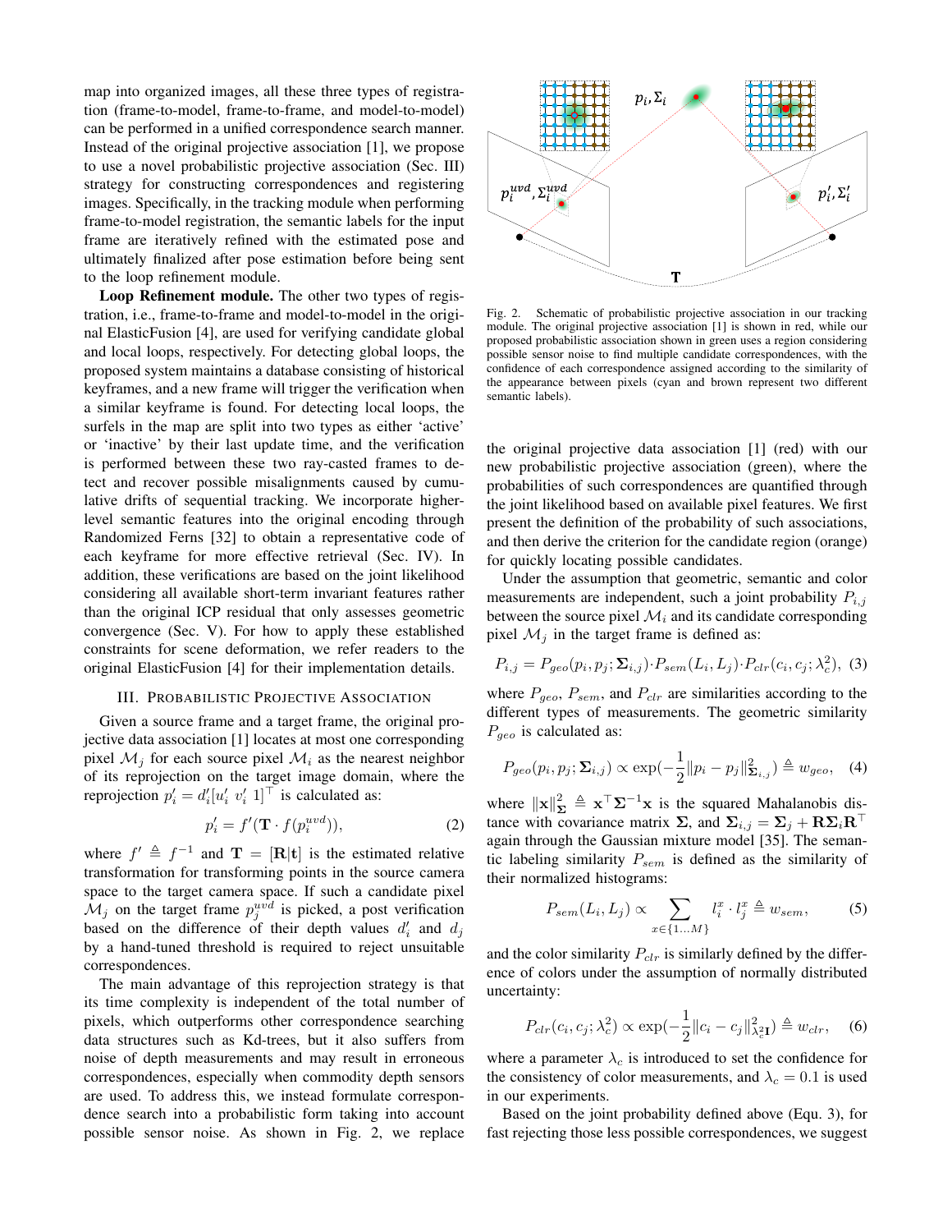map into organized images, all these three types of registration (frame-to-model, frame-to-frame, and model-to-model) can be performed in a unified correspondence search manner. Instead of the original projective association [1], we propose to use a novel probabilistic projective association (Sec. III) strategy for constructing correspondences and registering images. Specifically, in the tracking module when performing frame-to-model registration, the semantic labels for the input frame are iteratively refined with the estimated pose and ultimately finalized after pose estimation before being sent to the loop refinement module.

**Loop Refinement module.** The other two types of registration, i.e., frame-to-frame and model-to-model in the original ElasticFusion [4], are used for verifying candidate global and local loops, respectively. For detecting global loops, the proposed system maintains a database consisting of historical keyframes, and a new frame will trigger the verification when a similar keyframe is found. For detecting local loops, the surfels in the map are split into two types as either 'active' or 'inactive' by their last update time, and the verification is performed between these two ray-casted frames to detect and recover possible misalignments caused by cumulative drifts of sequential tracking. We incorporate higher-level semantic features into the original encoding through Randomized Ferns [32] to obtain a representative code of each keyframe for more effective retrieval (Sec. IV). In addition, these verifications are based on the joint likelihood considering all available short-term invariant features rather than the original ICP residual that only assesses geometric convergence (Sec. V). For how to apply these established constraints for scene deformation, we refer readers to the original ElasticFusion [4] for their implementation details.

## III. Probabilistic Projective Association

Given a source frame and a target frame, the original projective data association [1] locates at most one corresponding pixel $\mathcal{M}_j$ for each source pixel $\mathcal{M}_i$ as the nearest neighbor of its reprojection on the target image domain, where the reprojection $p'_i = d'_i[u'_i \;\; v'_i \;\; 1]^\top$ is calculated as:

$$p'_i = f'(\mathbf{T} \cdot f(p_i^{uvd})), \tag{2}$$

where $f' \triangleq f^{-1}$ and $\mathbf{T} = [\mathbf{R}|\mathbf{t}]$ is the estimated relative transformation for transforming points in the source camera space to the target camera space. If such a candidate pixel $\mathcal{M}_j$ on the target frame $p_j^{uvd}$ is picked, a post verification based on the difference of their depth values $d'_i$ and $d_j$ by a hand-tuned threshold is required to reject unsuitable correspondences.

The main advantage of this reprojection strategy is that its time complexity is independent of the total number of pixels, which outperforms other correspondence searching data structures such as Kd-trees, but it also suffers from noise of depth measurements and may result in erroneous correspondences, especially when commodity depth sensors are used. To address this, we instead formulate correspondence search into a probabilistic form taking into account possible sensor noise. As shown in Fig. 2, we replace the original projective data association [1] (red) with our new probabilistic projective association (green), where the probabilities of such correspondences are quantified through the joint likelihood based on available pixel features. We first present the definition of the probability of such associations, and then derive the criterion for the candidate region (orange) for quickly locating possible candidates.

Fig. 2. Schematic of probabilistic projective association in our tracking module. The original projective association [1] is shown in red, while our proposed probabilistic association shown in green uses a region considering possible sensor noise to find multiple candidate correspondences, with the confidence of each correspondence assigned according to the similarity of the appearance between pixels (cyan and brown represent two different semantic labels).

Under the assumption that geometric, semantic and color measurements are independent, such a joint probability $P_{i,j}$ between the source pixel $\mathcal{M}_i$ and its candidate corresponding pixel $\mathcal{M}_j$ in the target frame is defined as:

$$P_{i,j} = P_{geo}(p_i, p_j; \mathbf{\Sigma}_{i,j}) \cdot P_{sem}(L_i, L_j) \cdot P_{clr}(c_i, c_j; \lambda_c^2), \tag{3}$$

where $P_{geo}$, $P_{sem}$, and $P_{clr}$ are similarities according to the different types of measurements. The geometric similarity $P_{geo}$ is calculated as:

$$P_{geo}(p_i, p_j; \mathbf{\Sigma}_{i,j}) \propto \exp(-\frac{1}{2}\|p_i - p_j\|^2_{\mathbf{\Sigma}_{i,j}}) \triangleq w_{geo}, \tag{4}$$

where $\|\mathbf{x}\|^2_{\mathbf{\Sigma}} \triangleq \mathbf{x}^\top \mathbf{\Sigma}^{-1} \mathbf{x}$ is the squared Mahalanobis distance with covariance matrix $\mathbf{\Sigma}$, and $\mathbf{\Sigma}_{i,j} = \mathbf{\Sigma}_j + \mathbf{R}\mathbf{\Sigma}_i\mathbf{R}^\top$ again through the Gaussian mixture model [35]. The semantic labeling similarity $P_{sem}$ is defined as the similarity of their normalized histograms:

$$P_{sem}(L_i, L_j) \propto \sum_{x \in \{1 \dots M\}} l_i^x \cdot l_j^x \triangleq w_{sem}, \tag{5}$$

and the color similarity $P_{clr}$ is similarly defined by the difference of colors under the assumption of normally distributed uncertainty:

$$P_{clr}(c_i, c_j; \lambda_c^2) \propto \exp(-\frac{1}{2}\|c_i - c_j\|^2_{\lambda_c^2 \mathbf{I}}) \triangleq w_{clr}, \tag{6}$$

where a parameter $\lambda_c$ is introduced to set the confidence for the consistency of color measurements, and $\lambda_c = 0.1$ is used in our experiments.

Based on the joint probability defined above (Equ. 3), for fast rejecting those less possible correspondences, we suggest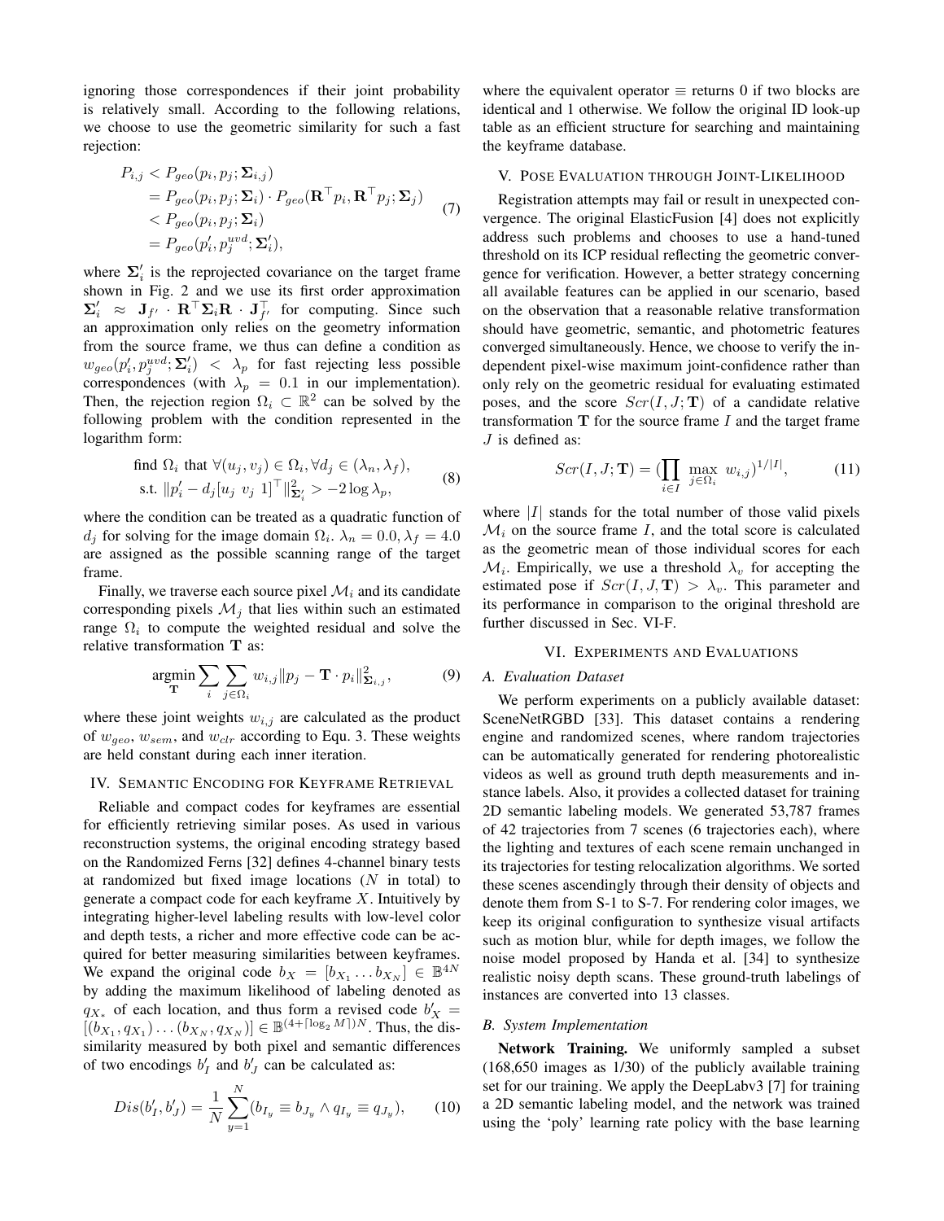ignoring those correspondences if their joint probability is relatively small. According to the following relations, we choose to use the geometric similarity for such a fast rejection:

$$
\begin{aligned}
P_{i,j} &< P_{geo}(p_i, p_j; \mathbf{\Sigma}_{i,j}) \\
&= P_{geo}(p_i, p_j; \mathbf{\Sigma}_i) \cdot P_{geo}(\mathbf{R}^\top p_i, \mathbf{R}^\top p_j; \mathbf{\Sigma}_j) \\
&< P_{geo}(p_i, p_j; \mathbf{\Sigma}_i) \\
&= P_{geo}(p'_i, p_j^{uvd}; \mathbf{\Sigma}'_i),
\end{aligned} \tag{7}
$$

where $\mathbf{\Sigma}'_i$ is the reprojected covariance on the target frame shown in Fig. 2 and we use its first order approximation $\mathbf{\Sigma}'_i \approx \mathbf{J}_{f'} \cdot \mathbf{R}^\top \mathbf{\Sigma}_i \mathbf{R} \cdot \mathbf{J}_{f'}^\top$ for computing. Since such an approximation only relies on the geometry information from the source frame, we thus can define a condition as $w_{geo}(p'_i, p_j^{uvd}; \mathbf{\Sigma}'_i) < \lambda_p$ for fast rejecting less possible correspondences (with $\lambda_p = 0.1$ in our implementation). Then, the rejection region $\Omega_i \subset \mathbb{R}^2$ can be solved by the following problem with the condition represented in the logarithm form:

$$
\begin{aligned}
&\text{find } \Omega_i \text{ that } \forall (u_j, v_j) \in \Omega_i, \forall d_j \in (\lambda_n, \lambda_f), \\
&\text{s.t. } \|p'_i - d_j [u_j \ v_j \ 1]^\top\|^2_{\mathbf{\Sigma}'_i} > -2 \log \lambda_p,
\end{aligned} \tag{8}
$$

where the condition can be treated as a quadratic function of $d_j$ for solving for the image domain $\Omega_i$. $\lambda_n = 0.0, \lambda_f = 4.0$ are assigned as the possible scanning range of the target frame.

Finally, we traverse each source pixel $\mathcal{M}_i$ and its candidate corresponding pixels $\mathcal{M}_j$ that lies within such an estimated range $\Omega_i$ to compute the weighted residual and solve the relative transformation $\mathbf{T}$ as:

$$
\underset{\mathbf{T}}{\text{argmin}} \sum_i \sum_{j \in \Omega_i} w_{i,j} \|p_j - \mathbf{T} \cdot p_i\|^2_{\mathbf{\Sigma}_{i,j}}, \tag{9}
$$

where these joint weights $w_{i,j}$ are calculated as the product of $w_{geo}$, $w_{sem}$, and $w_{clr}$ according to Equ. 3. These weights are held constant during each inner iteration.

## IV. Semantic Encoding for Keyframe Retrieval

Reliable and compact codes for keyframes are essential for efficiently retrieving similar poses. As used in various reconstruction systems, the original encoding strategy based on the Randomized Ferns [32] defines 4-channel binary tests at randomized but fixed image locations ($N$ in total) to generate a compact code for each keyframe $X$. Intuitively by integrating higher-level labeling results with low-level color and depth tests, a richer and more effective code can be acquired for better measuring similarities between keyframes. We expand the original code $b_X = [b_{X_1} \dots b_{X_N}] \in \mathbb{B}^{4N}$ by adding the maximum likelihood of labeling denoted as $q_{X_*}$ of each location, and thus form a revised code $b'_X = [(b_{X_1}, q_{X_1}) \dots (b_{X_N}, q_{X_N})] \in \mathbb{B}^{(4+\lceil \log_2 M \rceil)N}$. Thus, the dissimilarity measured by both pixel and semantic differences of two encodings $b'_I$ and $b'_J$ can be calculated as:

$$
Dis(b'_I, b'_J) = \frac{1}{N} \sum_{y=1}^{N} (b_{I_y} \equiv b_{J_y} \wedge q_{I_y} \equiv q_{J_y}), \tag{10}
$$

where the equivalent operator $\equiv$ returns 0 if two blocks are identical and 1 otherwise. We follow the original ID look-up table as an efficient structure for searching and maintaining the keyframe database.

## V. Pose Evaluation through Joint-Likelihood

Registration attempts may fail or result in unexpected convergence. The original ElasticFusion [4] does not explicitly address such problems and chooses to use a hand-tuned threshold on its ICP residual reflecting the geometric convergence for verification. However, a better strategy concerning all available features can be applied in our scenario, based on the observation that a reasonable relative transformation should have geometric, semantic, and photometric features converged simultaneously. Hence, we choose to verify the independent pixel-wise maximum joint-confidence rather than only rely on the geometric residual for evaluating estimated poses, and the score $Scr(I, J; \mathbf{T})$ of a candidate relative transformation $\mathbf{T}$ for the source frame $I$ and the target frame $J$ is defined as:

$$
Scr(I, J; \mathbf{T}) = (\prod_{i \in I} \max_{j \in \Omega_i} w_{i,j})^{1/|I|}, \tag{11}
$$

where $|I|$ stands for the total number of those valid pixels $\mathcal{M}_i$ on the source frame $I$, and the total score is calculated as the geometric mean of those individual scores for each $\mathcal{M}_i$. Empirically, we use a threshold $\lambda_v$ for accepting the estimated pose if $Scr(I, J, \mathbf{T}) > \lambda_v$. This parameter and its performance in comparison to the original threshold are further discussed in Sec. VI-F.

## VI. Experiments and Evaluations

### A. Evaluation Dataset

We perform experiments on a publicly available dataset: SceneNetRGBD [33]. This dataset contains a rendering engine and randomized scenes, where random trajectories can be automatically generated for rendering photorealistic videos as well as ground truth depth measurements and instance labels. Also, it provides a collected dataset for training 2D semantic labeling models. We generated 53,787 frames of 42 trajectories from 7 scenes (6 trajectories each), where the lighting and textures of each scene remain unchanged in its trajectories for testing relocalization algorithms. We sorted these scenes ascendingly through their density of objects and denote them from S-1 to S-7. For rendering color images, we keep its original configuration to synthesize visual artifacts such as motion blur, while for depth images, we follow the noise model proposed by Handa et al. [34] to synthesize realistic noisy depth scans. These ground-truth labelings of instances are converted into 13 classes.

### B. System Implementation

**Network Training.** We uniformly sampled a subset (168,650 images as 1/30) of the publicly available training set for our training. We apply the DeepLabv3 [7] for training a 2D semantic labeling model, and the network was trained using the 'poly' learning rate policy with the base learning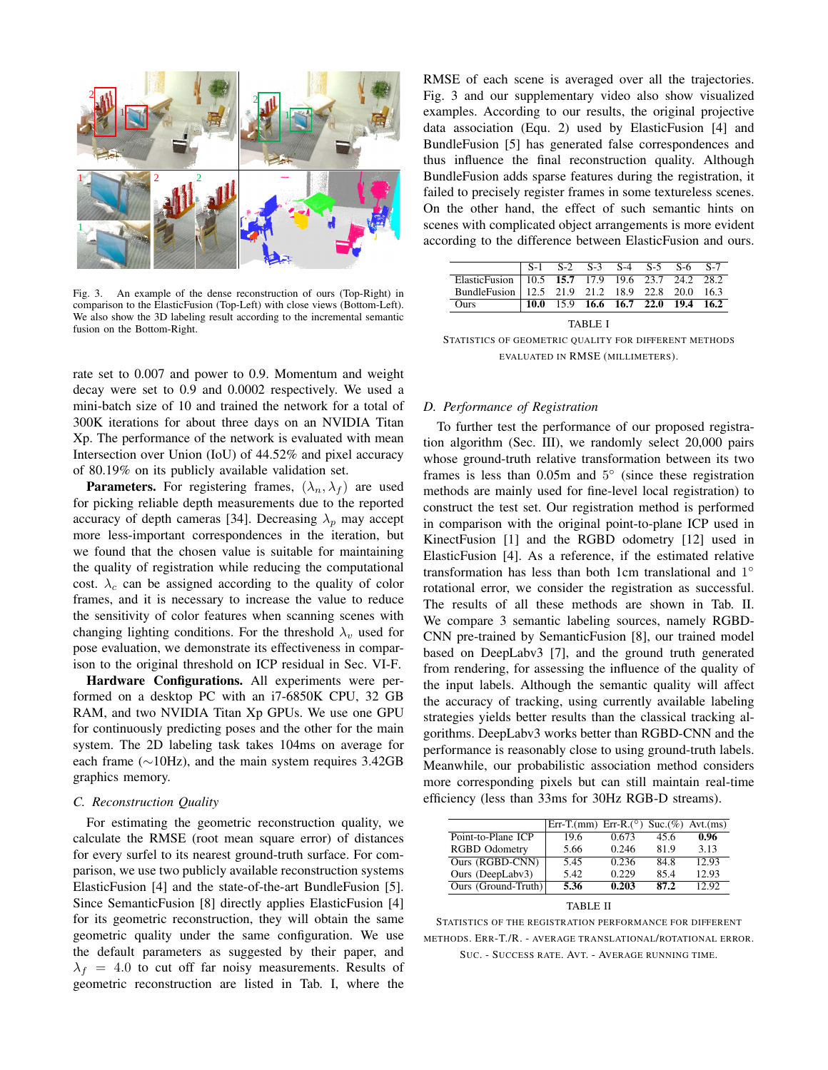Fig. 3. An example of the dense reconstruction of ours (Top-Right) in comparison to the ElasticFusion (Top-Left) with close views (Bottom-Left). We also show the 3D labeling result according to the incremental semantic fusion on the Bottom-Right.

rate set to 0.007 and power to 0.9. Momentum and weight decay were set to 0.9 and 0.0002 respectively. We used a mini-batch size of 10 and trained the network for a total of 300K iterations for about three days on an NVIDIA Titan Xp. The performance of the network is evaluated with mean Intersection over Union (IoU) of 44.52% and pixel accuracy of 80.19% on its publicly available validation set.

**Parameters.** For registering frames, $(\lambda_n, \lambda_f)$ are used for picking reliable depth measurements due to the reported accuracy of depth cameras [34]. Decreasing $\lambda_p$ may accept more less-important correspondences in the iteration, but we found that the chosen value is suitable for maintaining the quality of registration while reducing the computational cost. $\lambda_c$ can be assigned according to the quality of color frames, and it is necessary to increase the value to reduce the sensitivity of color features when scanning scenes with changing lighting conditions. For the threshold $\lambda_v$ used for pose evaluation, we demonstrate its effectiveness in comparison to the original threshold on ICP residual in Sec. VI-F.

**Hardware Configurations.** All experiments were performed on a desktop PC with an i7-6850K CPU, 32 GB RAM, and two NVIDIA Titan Xp GPUs. We use one GPU for continuously predicting poses and the other for the main system. The 2D labeling task takes 104ms on average for each frame (~10Hz), and the main system requires 3.42GB graphics memory.

### C. Reconstruction Quality

For estimating the geometric reconstruction quality, we calculate the RMSE (root mean square error) of distances for every surfel to its nearest ground-truth surface. For comparison, we use two publicly available reconstruction systems ElasticFusion [4] and the state-of-the-art BundleFusion [5]. Since SemanticFusion [8] directly applies ElasticFusion [4] for its geometric reconstruction, they will obtain the same geometric quality under the same configuration. We use the default parameters as suggested by their paper, and $\lambda_f = 4.0$ to cut off far noisy measurements. Results of geometric reconstruction are listed in Tab. I, where the RMSE of each scene is averaged over all the trajectories. Fig. 3 and our supplementary video also show visualized examples. According to our results, the original projective data association (Equ. 2) used by ElasticFusion [4] and BundleFusion [5] has generated false correspondences and thus influence the final reconstruction quality. Although BundleFusion adds sparse features during the registration, it failed to precisely register frames in some textureless scenes. On the other hand, the effect of such semantic hints on scenes with complicated object arrangements is more evident according to the difference between ElasticFusion and ours.

| | S-1 | S-2 | S-3 | S-4 | S-5 | S-6 | S-7 |
|---|---|---|---|---|---|---|---|
| ElasticFusion | 10.5 | **15.7** | 17.9 | 19.6 | 23.7 | 24.2 | 28.2 |
| BundleFusion | 12.5 | 21.9 | 21.2 | 18.9 | 22.8 | 20.0 | 16.3 |
| Ours | **10.0** | 15.9 | **16.6** | **16.7** | **22.0** | **19.4** | **16.2** |

TABLE I

STATISTICS OF GEOMETRIC QUALITY FOR DIFFERENT METHODS EVALUATED IN RMSE (MILLIMETERS).

### D. Performance of Registration

To further test the performance of our proposed registration algorithm (Sec. III), we randomly select 20,000 pairs whose ground-truth relative transformation between its two frames is less than 0.05m and 5° (since these registration methods are mainly used for fine-level local registration) to construct the test set. Our registration method is performed in comparison with the original point-to-plane ICP used in KinectFusion [1] and the RGBD odometry [12] used in ElasticFusion [4]. As a reference, if the estimated relative transformation has less than both 1cm translational and 1° rotational error, we consider the registration as successful. The results of all these methods are shown in Tab. II. We compare 3 semantic labeling sources, namely RGBD-CNN pre-trained by SemanticFusion [8], our trained model based on DeepLabv3 [7], and the ground truth generated from rendering, for assessing the influence of the quality of the input labels. Although the semantic quality will affect the accuracy of tracking, using currently available labeling strategies yields better results than the classical tracking algorithms. DeepLabv3 works better than RGBD-CNN and the performance is reasonably close to using ground-truth labels. Meanwhile, our probabilistic association method considers more corresponding pixels but can still maintain real-time efficiency (less than 33ms for 30Hz RGB-D streams).

| | Err-T.(mm) | Err-R.(°) | Suc.(%) | Avt.(ms) |
|---|---|---|---|---|
| Point-to-Plane ICP | 19.6 | 0.673 | 45.6 | **0.96** |
| RGBD Odometry | 5.66 | 0.246 | 81.9 | 3.13 |
| Ours (RGBD-CNN) | 5.45 | 0.236 | 84.8 | 12.93 |
| Ours (DeepLabv3) | 5.42 | 0.229 | 85.4 | 12.93 |
| Ours (Ground-Truth) | **5.36** | **0.203** | **87.2** | 12.92 |

TABLE II

STATISTICS OF THE REGISTRATION PERFORMANCE FOR DIFFERENT METHODS. ERR-T./R. - AVERAGE TRANSLATIONAL/ROTATIONAL ERROR. SUC. - SUCCESS RATE. AVT. - AVERAGE RUNNING TIME.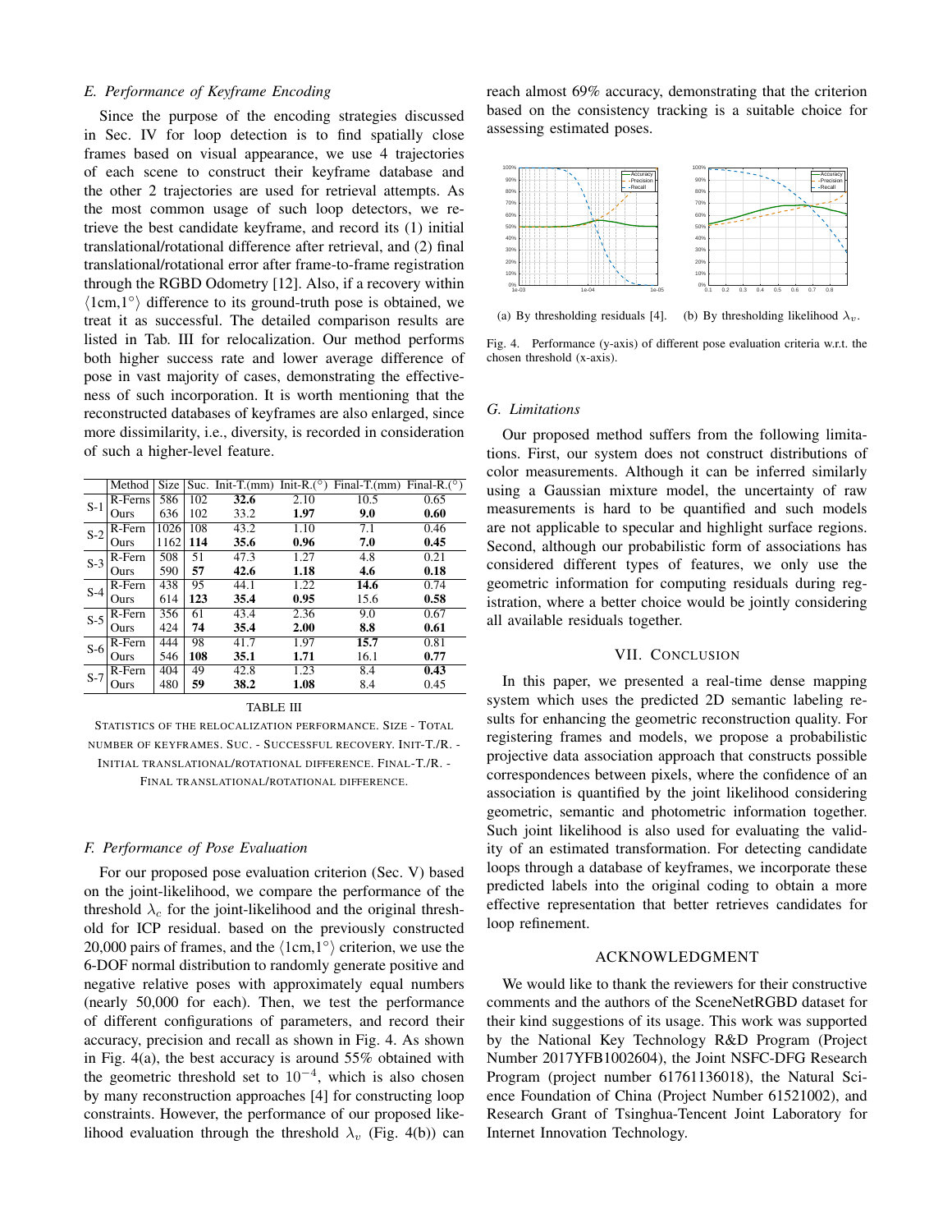### E. Performance of Keyframe Encoding

Since the purpose of the encoding strategies discussed in Sec. IV for loop detection is to find spatially close frames based on visual appearance, we use 4 trajectories of each scene to construct their keyframe database and the other 2 trajectories are used for retrieval attempts. As the most common usage of such loop detectors, we retrieve the best candidate keyframe, and record its (1) initial translational/rotational difference after retrieval, and (2) final translational/rotational error after frame-to-frame registration through the RGBD Odometry [12]. Also, if a recovery within $\langle 1\text{cm}, 1^\circ \rangle$ difference to its ground-truth pose is obtained, we treat it as successful. The detailed comparison results are listed in Tab. III for relocalization. Our method performs both higher success rate and lower average difference of pose in vast majority of cases, demonstrating the effectiveness of such incorporation. It is worth mentioning that the reconstructed databases of keyframes are also enlarged, since more dissimilarity, i.e., diversity, is recorded in consideration of such a higher-level feature.

| | Method | Size | Suc. | Init-T.(mm) | Init-R.(°) | Final-T.(mm) | Final-R.(°) |
|---|---|---|---|---|---|---|---|
| S-1 | R-Ferns | 586 | 102 | **32.6** | 2.10 | 10.5 | 0.65 |
| | Ours | 636 | 102 | 33.2 | **1.97** | **9.0** | **0.60** |
| S-2 | R-Fern | 1026 | 108 | 43.2 | 1.10 | 7.1 | 0.46 |
| | Ours | 1162 | **114** | **35.6** | **0.96** | **7.0** | **0.45** |
| S-3 | R-Fern | 508 | 51 | 47.3 | 1.27 | 4.8 | 0.21 |
| | Ours | 590 | **57** | **42.6** | **1.18** | **4.6** | **0.18** |
| S-4 | R-Fern | 438 | 95 | 44.1 | 1.22 | **14.6** | 0.74 |
| | Ours | 614 | **123** | **35.4** | **0.95** | 15.6 | **0.58** |
| S-5 | R-Fern | 356 | 61 | 43.4 | 2.36 | 9.0 | 0.67 |
| | Ours | 424 | **74** | **35.4** | **2.00** | **8.8** | **0.61** |
| S-6 | R-Fern | 444 | 98 | 41.7 | 1.97 | **15.7** | 0.81 |
| | Ours | 546 | **108** | **35.1** | **1.71** | 16.1 | **0.77** |
| S-7 | R-Fern | 404 | 49 | 42.8 | 1.23 | 8.4 | **0.43** |
| | Ours | 480 | **59** | **38.2** | **1.08** | 8.4 | 0.45 |

TABLE III

STATISTICS OF THE RELOCALIZATION PERFORMANCE. SIZE - TOTAL NUMBER OF KEYFRAMES. SUC. - SUCCESSFUL RECOVERY. INIT-T./R. - INITIAL TRANSLATIONAL/ROTATIONAL DIFFERENCE. FINAL-T./R. - FINAL TRANSLATIONAL/ROTATIONAL DIFFERENCE.

### F. Performance of Pose Evaluation

For our proposed pose evaluation criterion (Sec. V) based on the joint-likelihood, we compare the performance of the threshold $\lambda_c$ for the joint-likelihood and the original threshold for ICP residual. based on the previously constructed 20,000 pairs of frames, and the $\langle 1\text{cm}, 1^\circ \rangle$ criterion, we use the 6-DOF normal distribution to randomly generate positive and negative relative poses with approximately equal numbers (nearly 50,000 for each). Then, we test the performance of different configurations of parameters, and record their accuracy, precision and recall as shown in Fig. 4. As shown in Fig. 4(a), the best accuracy is around 55% obtained with the geometric threshold set to $10^{-4}$, which is also chosen by many reconstruction approaches [4] for constructing loop constraints. However, the performance of our proposed likelihood evaluation through the threshold $\lambda_v$ (Fig. 4(b)) can reach almost 69% accuracy, demonstrating that the criterion based on the consistency tracking is a suitable choice for assessing estimated poses.

(a) By thresholding residuals [4]. (b) By thresholding likelihood $\lambda_v$.

Fig. 4. Performance (y-axis) of different pose evaluation criteria w.r.t. the chosen threshold (x-axis).

### G. Limitations

Our proposed method suffers from the following limitations. First, our system does not construct distributions of color measurements. Although it can be inferred similarly using a Gaussian mixture model, the uncertainty of raw measurements is hard to be quantified and such models are not applicable to specular and highlight surface regions. Second, although our probabilistic form of associations has considered different types of features, we only use the geometric information for computing residuals during registration, where a better choice would be jointly considering all available residuals together.

## VII. Conclusion

In this paper, we presented a real-time dense mapping system which uses the predicted 2D semantic labeling results for enhancing the geometric reconstruction quality. For registering frames and models, we propose a probabilistic projective data association approach that constructs possible correspondences between pixels, where the confidence of an association is quantified by the joint likelihood considering geometric, semantic and photometric information together. Such joint likelihood is also used for evaluating the validity of an estimated transformation. For detecting candidate loops through a database of keyframes, we incorporate these predicted labels into the original coding to obtain a more effective representation that better retrieves candidates for loop refinement.

## Acknowledgment

We would like to thank the reviewers for their constructive comments and the authors of the SceneNetRGBD dataset for their kind suggestions of its usage. This work was supported by the National Key Technology R&D Program (Project Number 2017YFB1002604), the Joint NSFC-DFG Research Program (project number 61761136018), the Natural Science Foundation of China (Project Number 61521002), and Research Grant of Tsinghua-Tencent Joint Laboratory for Internet Innovation Technology.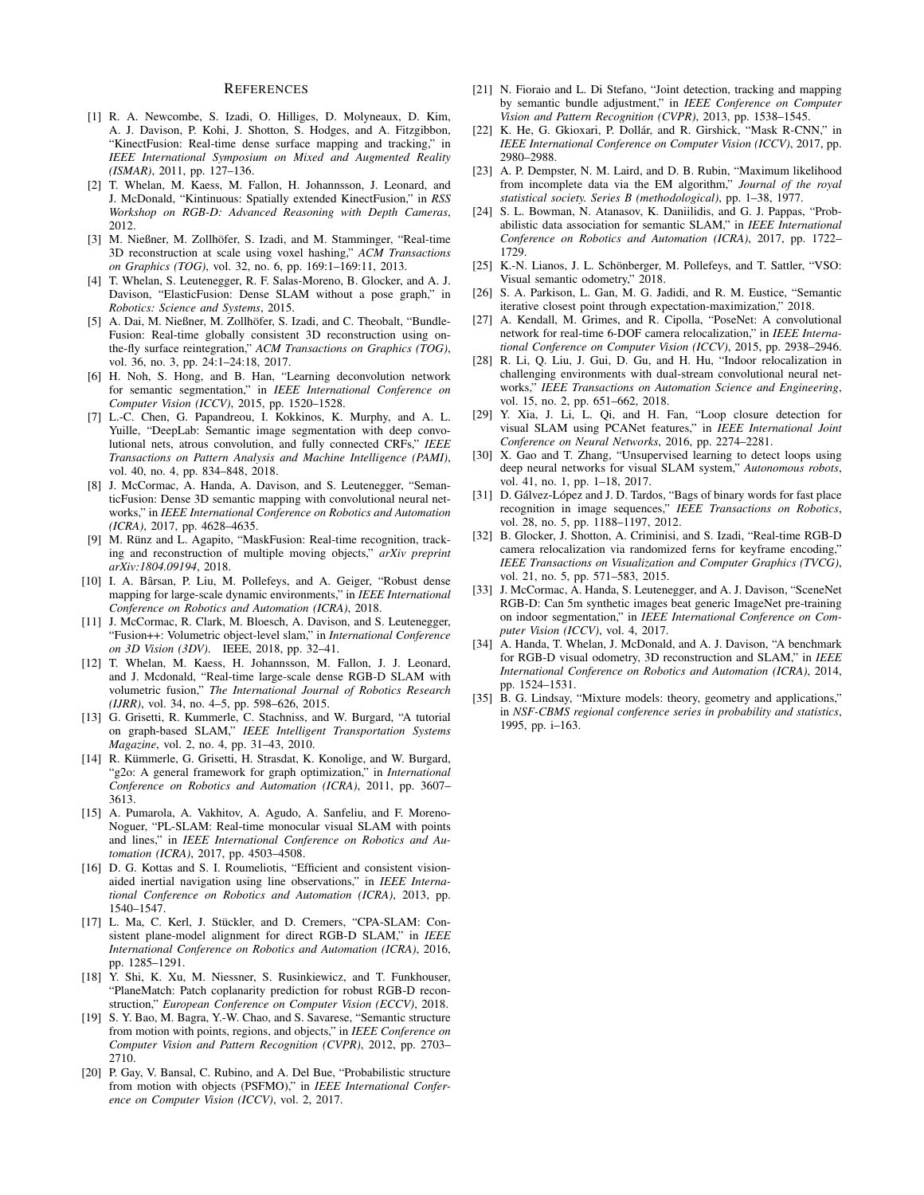## References

[1] R. A. Newcombe, S. Izadi, O. Hilliges, D. Molyneaux, D. Kim, A. J. Davison, P. Kohi, J. Shotton, S. Hodges, and A. Fitzgibbon, "KinectFusion: Real-time dense surface mapping and tracking," in *IEEE International Symposium on Mixed and Augmented Reality (ISMAR)*, 2011, pp. 127–136.

[2] T. Whelan, M. Kaess, M. Fallon, H. Johannsson, J. Leonard, and J. McDonald, "Kintinuous: Spatially extended KinectFusion," in *RSS Workshop on RGB-D: Advanced Reasoning with Depth Cameras*, 2012.

[3] M. Nießner, M. Zollhöfer, S. Izadi, and M. Stamminger, "Real-time 3D reconstruction at scale using voxel hashing," *ACM Transactions on Graphics (TOG)*, vol. 32, no. 6, pp. 169:1–169:11, 2013.

[4] T. Whelan, S. Leutenegger, R. F. Salas-Moreno, B. Glocker, and A. J. Davison, "ElasticFusion: Dense SLAM without a pose graph," in *Robotics: Science and Systems*, 2015.

[5] A. Dai, M. Nießner, M. Zollhöfer, S. Izadi, and C. Theobalt, "BundleFusion: Real-time globally consistent 3D reconstruction using on-the-fly surface reintegration," *ACM Transactions on Graphics (TOG)*, vol. 36, no. 3, pp. 24:1–24:18, 2017.

[6] H. Noh, S. Hong, and B. Han, "Learning deconvolution network for semantic segmentation," in *IEEE International Conference on Computer Vision (ICCV)*, 2015, pp. 1520–1528.

[7] L.-C. Chen, G. Papandreou, I. Kokkinos, K. Murphy, and A. L. Yuille, "DeepLab: Semantic image segmentation with deep convolutional nets, atrous convolution, and fully connected CRFs," *IEEE Transactions on Pattern Analysis and Machine Intelligence (PAMI)*, vol. 40, no. 4, pp. 834–848, 2018.

[8] J. McCormac, A. Handa, A. Davison, and S. Leutenegger, "SemanticFusion: Dense 3D semantic mapping with convolutional neural networks," in *IEEE International Conference on Robotics and Automation (ICRA)*, 2017, pp. 4628–4635.

[9] M. Rünz and L. Agapito, "MaskFusion: Real-time recognition, tracking and reconstruction of multiple moving objects," *arXiv preprint arXiv:1804.09194*, 2018.

[10] I. A. Bârsan, P. Liu, M. Pollefeys, and A. Geiger, "Robust dense mapping for large-scale dynamic environments," in *IEEE International Conference on Robotics and Automation (ICRA)*, 2018.

[11] J. McCormac, R. Clark, M. Bloesch, A. Davison, and S. Leutenegger, "Fusion++: Volumetric object-level slam," in *International Conference on 3D Vision (3DV)*. IEEE, 2018, pp. 32–41.

[12] T. Whelan, M. Kaess, H. Johannsson, M. Fallon, J. J. Leonard, and J. Mcdonald, "Real-time large-scale dense RGB-D SLAM with volumetric fusion," *The International Journal of Robotics Research (IJRR)*, vol. 34, no. 4–5, pp. 598–626, 2015.

[13] G. Grisetti, R. Kummerle, C. Stachniss, and W. Burgard, "A tutorial on graph-based SLAM," *IEEE Intelligent Transportation Systems Magazine*, vol. 2, no. 4, pp. 31–43, 2010.

[14] R. Kümmerle, G. Grisetti, H. Strasdat, K. Konolige, and W. Burgard, "g2o: A general framework for graph optimization," in *International Conference on Robotics and Automation (ICRA)*, 2011, pp. 3607–3613.

[15] A. Pumarola, A. Vakhitov, A. Agudo, A. Sanfeliu, and F. Moreno-Noguer, "PL-SLAM: Real-time monocular visual SLAM with points and lines," in *IEEE International Conference on Robotics and Automation (ICRA)*, 2017, pp. 4503–4508.

[16] D. G. Kottas and S. I. Roumeliotis, "Efficient and consistent vision-aided inertial navigation using line observations," in *IEEE International Conference on Robotics and Automation (ICRA)*, 2013, pp. 1540–1547.

[17] L. Ma, C. Kerl, J. Stückler, and D. Cremers, "CPA-SLAM: Consistent plane-model alignment for direct RGB-D SLAM," in *IEEE International Conference on Robotics and Automation (ICRA)*, 2016, pp. 1285–1291.

[18] Y. Shi, K. Xu, M. Niessner, S. Rusinkiewicz, and T. Funkhouser, "PlaneMatch: Patch coplanarity prediction for robust RGB-D reconstruction," *European Conference on Computer Vision (ECCV)*, 2018.

[19] S. Y. Bao, M. Bagra, Y.-W. Chao, and S. Savarese, "Semantic structure from motion with points, regions, and objects," in *IEEE Conference on Computer Vision and Pattern Recognition (CVPR)*, 2012, pp. 2703–2710.

[20] P. Gay, V. Bansal, C. Rubino, and A. Del Bue, "Probabilistic structure from motion with objects (PSFMO)," in *IEEE International Conference on Computer Vision (ICCV)*, vol. 2, 2017.

[21] N. Fioraio and L. Di Stefano, "Joint detection, tracking and mapping by semantic bundle adjustment," in *IEEE Conference on Computer Vision and Pattern Recognition (CVPR)*, 2013, pp. 1538–1545.

[22] K. He, G. Gkioxari, P. Dollár, and R. Girshick, "Mask R-CNN," in *IEEE International Conference on Computer Vision (ICCV)*, 2017, pp. 2980–2988.

[23] A. P. Dempster, N. M. Laird, and D. B. Rubin, "Maximum likelihood from incomplete data via the EM algorithm," *Journal of the royal statistical society. Series B (methodological)*, pp. 1–38, 1977.

[24] S. L. Bowman, N. Atanasov, K. Daniilidis, and G. J. Pappas, "Probabilistic data association for semantic SLAM," in *IEEE International Conference on Robotics and Automation (ICRA)*, 2017, pp. 1722–1729.

[25] K.-N. Lianos, J. L. Schönberger, M. Pollefeys, and T. Sattler, "VSO: Visual semantic odometry," 2018.

[26] S. A. Parkison, L. Gan, M. G. Jadidi, and R. M. Eustice, "Semantic iterative closest point through expectation-maximization," 2018.

[27] A. Kendall, M. Grimes, and R. Cipolla, "PoseNet: A convolutional network for real-time 6-DOF camera relocalization," in *IEEE International Conference on Computer Vision (ICCV)*, 2015, pp. 2938–2946.

[28] R. Li, Q. Liu, J. Gui, D. Gu, and H. Hu, "Indoor relocalization in challenging environments with dual-stream convolutional neural networks," *IEEE Transactions on Automation Science and Engineering*, vol. 15, no. 2, pp. 651–662, 2018.

[29] Y. Xia, J. Li, L. Qi, and H. Fan, "Loop closure detection for visual SLAM using PCANet features," in *IEEE International Joint Conference on Neural Networks*, 2016, pp. 2274–2281.

[30] X. Gao and T. Zhang, "Unsupervised learning to detect loops using deep neural networks for visual SLAM system," *Autonomous robots*, vol. 41, no. 1, pp. 1–18, 2017.

[31] D. Gálvez-López and J. D. Tardos, "Bags of binary words for fast place recognition in image sequences," *IEEE Transactions on Robotics*, vol. 28, no. 5, pp. 1188–1197, 2012.

[32] B. Glocker, J. Shotton, A. Criminisi, and S. Izadi, "Real-time RGB-D camera relocalization via randomized ferns for keyframe encoding," *IEEE Transactions on Visualization and Computer Graphics (TVCG)*, vol. 21, no. 5, pp. 571–583, 2015.

[33] J. McCormac, A. Handa, S. Leutenegger, and A. J. Davison, "SceneNet RGB-D: Can 5m synthetic images beat generic ImageNet pre-training on indoor segmentation," in *IEEE International Conference on Computer Vision (ICCV)*, vol. 4, 2017.

[34] A. Handa, T. Whelan, J. McDonald, and A. J. Davison, "A benchmark for RGB-D visual odometry, 3D reconstruction and SLAM," in *IEEE International Conference on Robotics and Automation (ICRA)*, 2014, pp. 1524–1531.

[35] B. G. Lindsay, "Mixture models: theory, geometry and applications," in *NSF-CBMS regional conference series in probability and statistics*, 1995, pp. i–163.